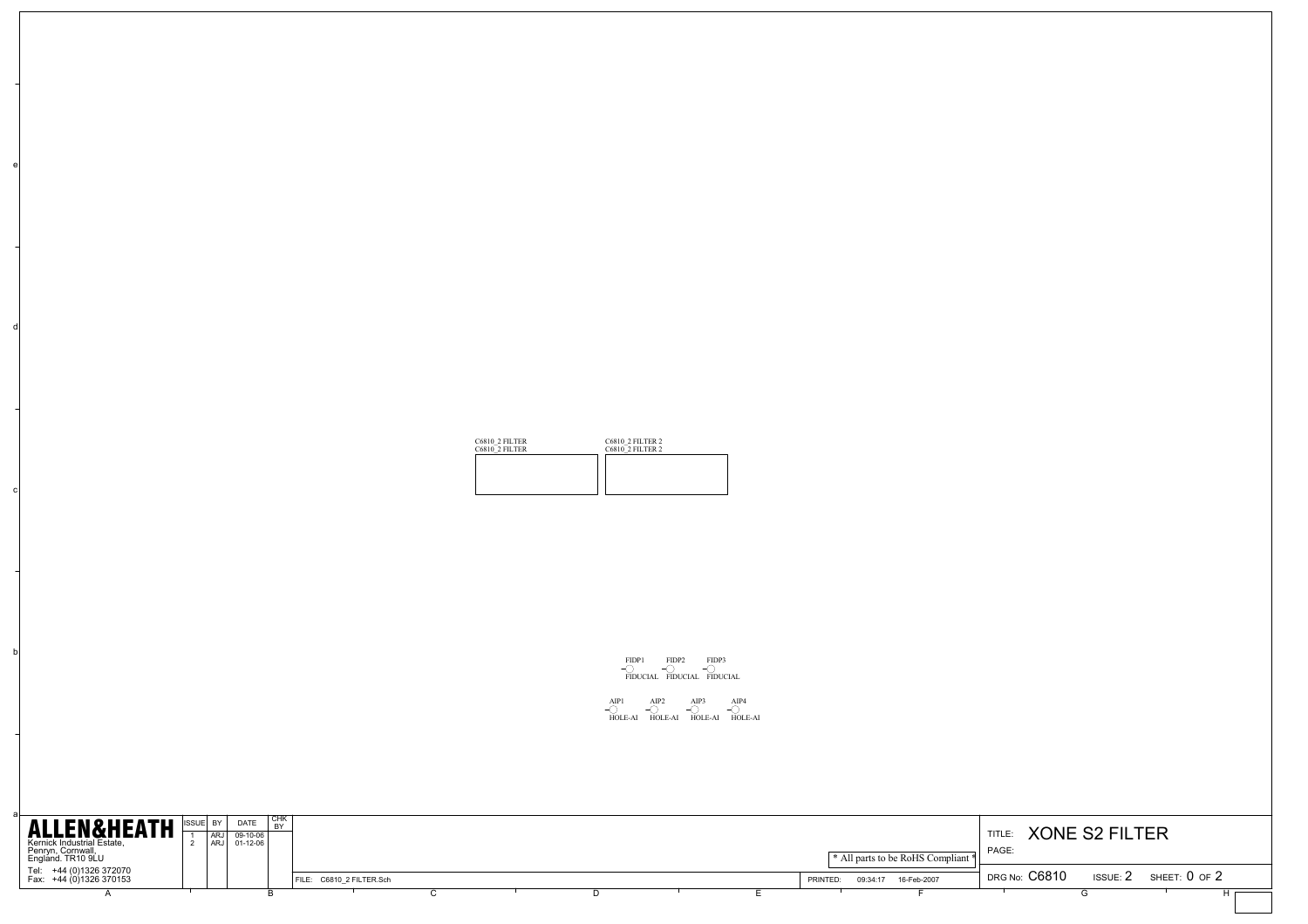C6810_2 FILTER
C6810_2 FILTER

C6810_2 FILTER 2
C6810_2 FILTER 2

FIDP1 FIDUCIAL
FIDP2 FIDUCIAL
FIDP3 FIDUCIAL

AIP1 HOLE-AI
AIP2 HOLE-AI
AIP3 HOLE-AI
AIP4 HOLE-AI

**ALLEN&HEATH**
Kernick Industrial Estate,
Penryn, Cornwall,
England. TR10 9LU
Tel: +44 (0)1326 372070
Fax: +44 (0)1326 370153

| ISSUE | BY | DATE | CHK BY |
| --- | --- | --- | --- |
| 1 | ARJ | 09-10-06 | |
| 2 | ARJ | 01-12-06 | |

\* All parts to be RoHS Compliant \*

FILE: C6810_2 FILTER.Sch

PRINTED: 09:34:17 16-Feb-2007

TITLE: XONE S2 FILTER

PAGE:

DRG No: C6810 ISSUE: 2 SHEET: 0 OF 2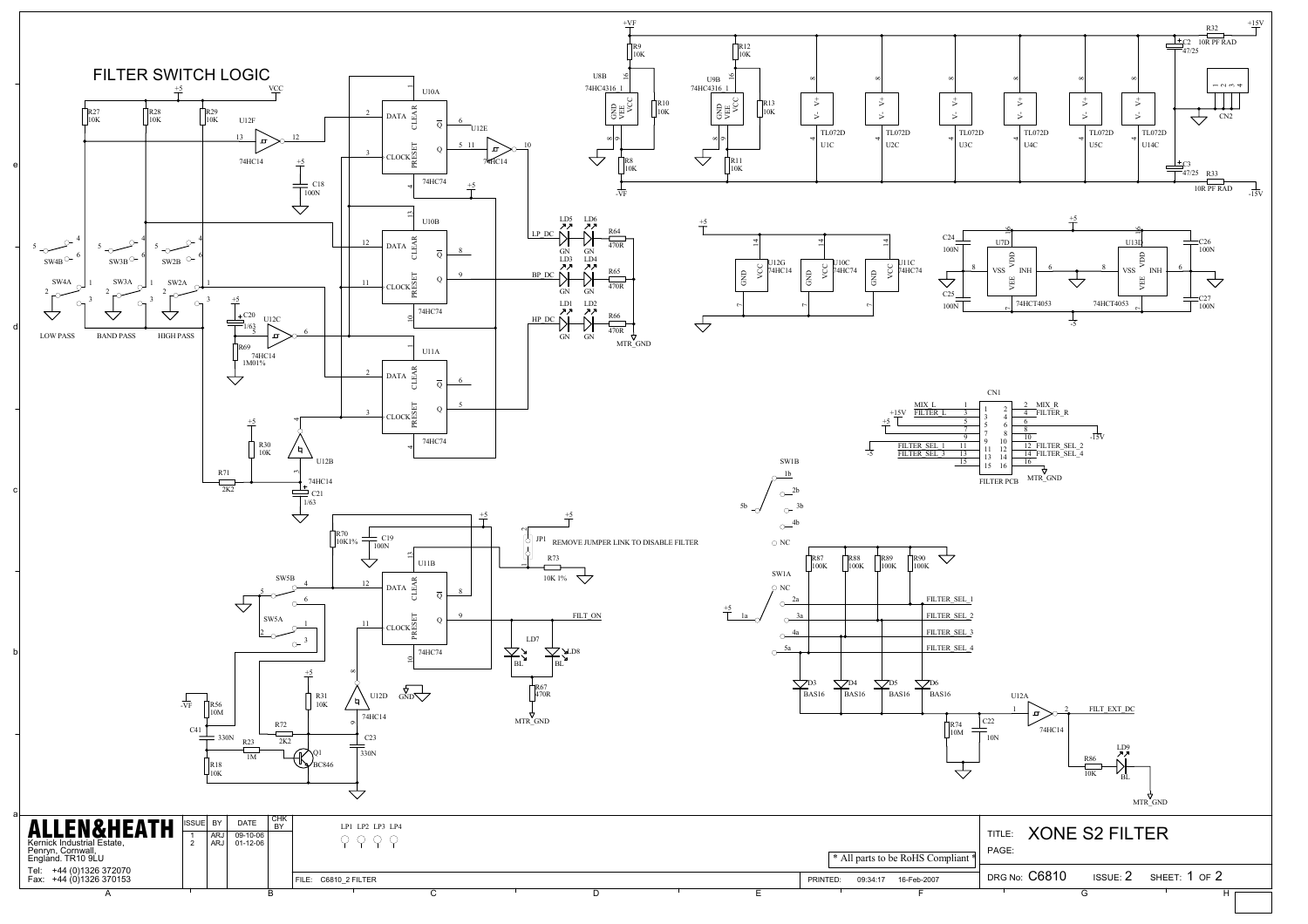# FILTER SWITCH LOGIC

REMOVE JUMPER LINK TO DISABLE FILTER

LOW PASS   BAND PASS   HIGH PASS

| CN1 | | | |
|---|---|---|---|
| MIX_L | 1 | 2 | MIX_R |
| FILTER_L | 3 | 4 | FILTER_R |
| +15V | 5 | 6 | |
| +5 | 7 | 8 | |
| | 9 | 10 | -15V |
| FILTER_SEL_1 | 11 | 12 | FILTER_SEL_2 |
| FILTER_SEL_3 | 13 | 14 | FILTER_SEL_4 |
| -5 | 15 | 16 | MTR_GND |

FILTER PCB

**ALLEN&HEATH**
Kernick Industrial Estate,
Penryn, Cornwall,
England. TR10 9LU
Tel: +44 (0)1326 372070
Fax: +44 (0)1326 370153

| ISSUE | BY | DATE | CHK BY |
|---|---|---|---|
| 1 | ARJ | 09-10-06 | |
| 2 | ARJ | 01-12-06 | |

LP1 LP2 LP3 LP4

\* All parts to be RoHS Compliant \*

FILE: C6810_2 FILTER

PRINTED: 09:34:17 16-Feb-2007

TITLE: XONE S2 FILTER

PAGE:

DRG No: C6810   ISSUE: 2   SHEET: 1 OF 2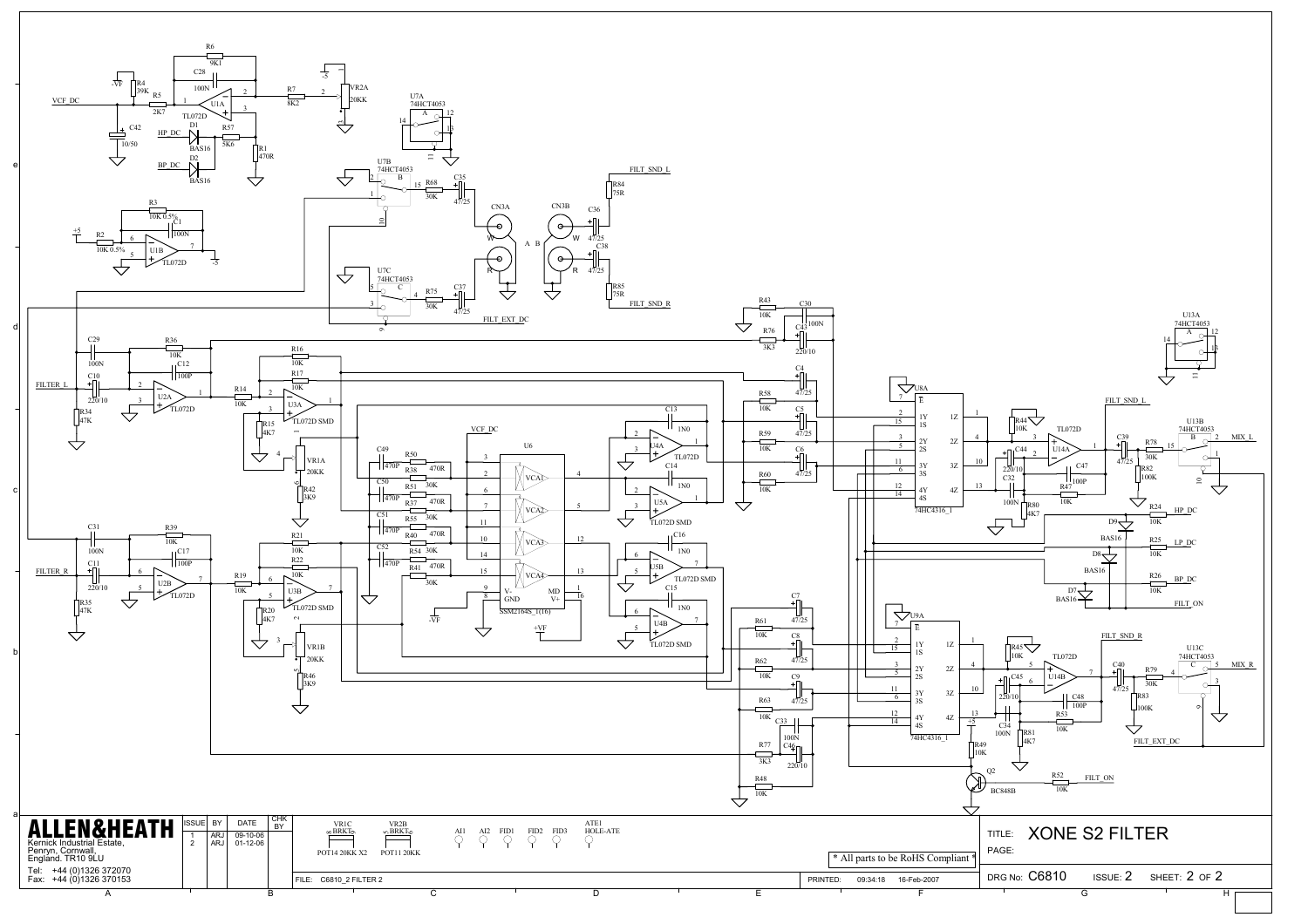ALLEN&HEATH

Kernick Industrial Estate,
Penryn, Cornwall,
England. TR10 9LU

Tel: +44 (0)1326 372070
Fax: +44 (0)1326 370153

| ISSUE | BY | DATE | CHK BY |
|---|---|---|---|
| 1 | ARJ | 09-10-06 | |
| 2 | ARJ | 01-12-06 | |

VR1C BRKT POT14 20KK X2 — VR2B BRKT POT11 20KK — AI1 AI2 FID1 FID2 FID3 — ATE1 HOLE-ATE

* All parts to be RoHS Compliant *

FILE: C6810_2 FILTER 2 — PRINTED: 09:34:18 16-Feb-2007

TITLE: XONE S2 FILTER

PAGE:

DRG No: C6810 ISSUE: 2 SHEET: 2 OF 2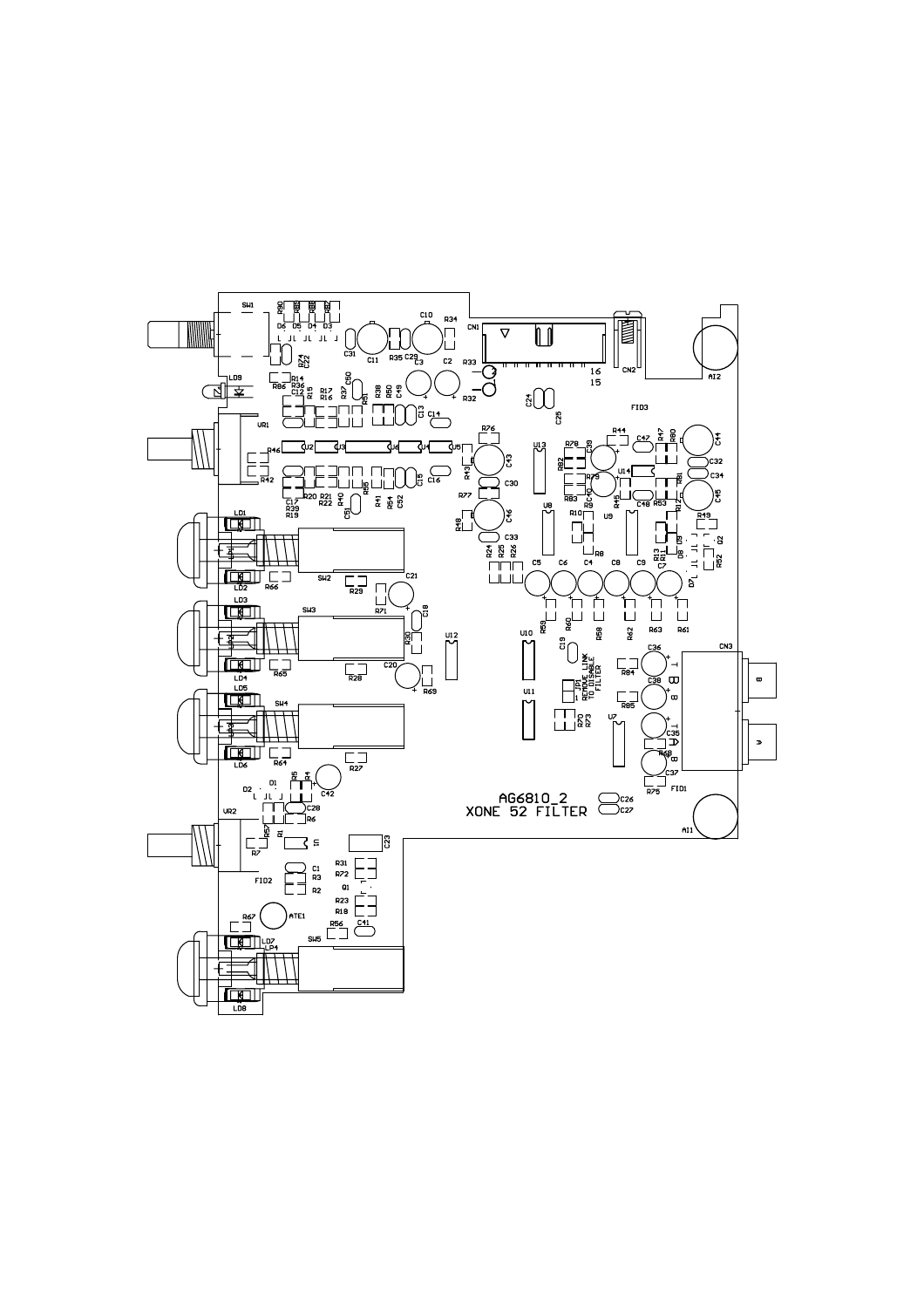AG6810_2
XONE 52 FILTER